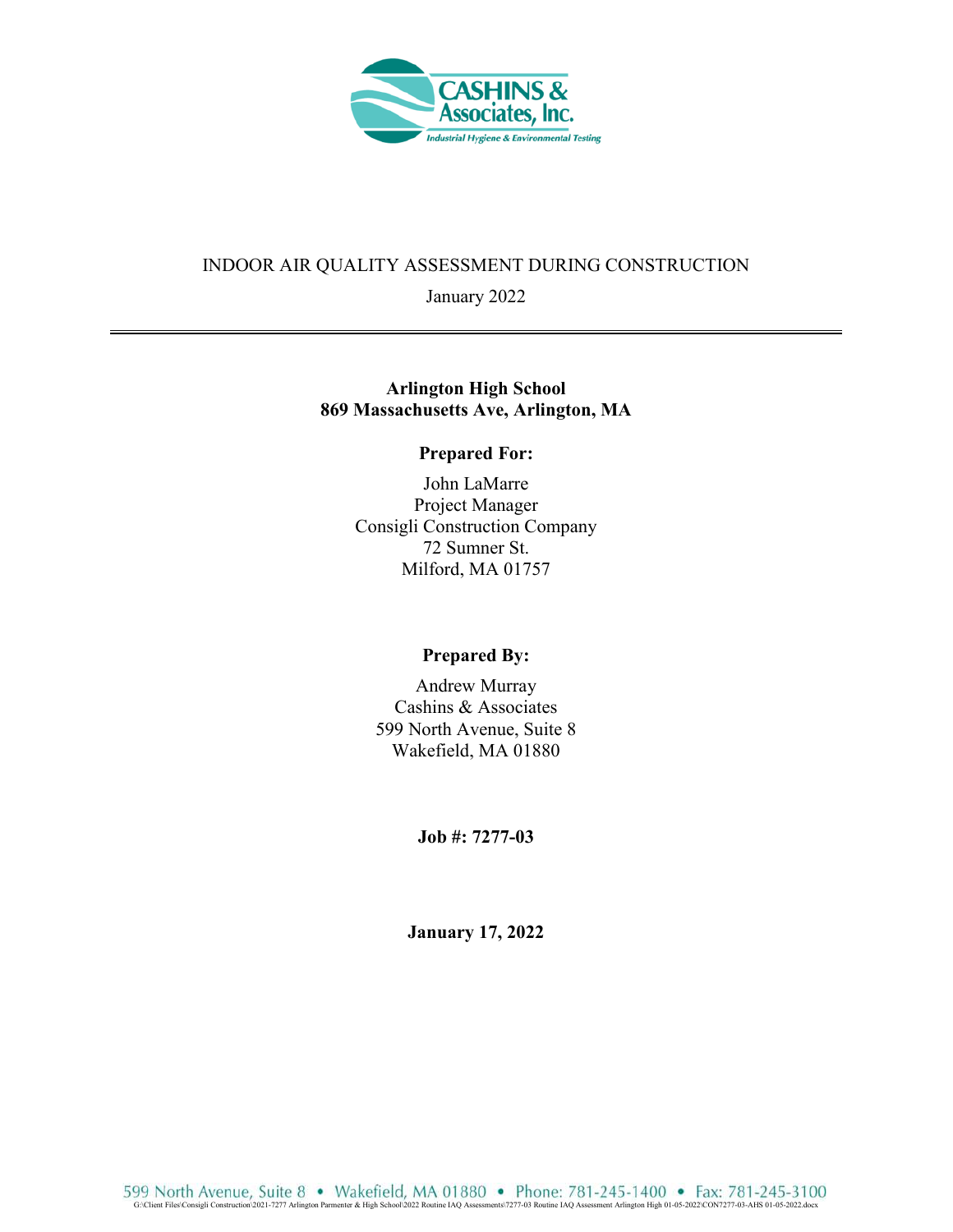# INDOOR AIR QUALITY ASSESSMENT DURING CONSTRUCTION

January 2022

---

**Arlington High School**
**869 Massachusetts Ave, Arlington, MA**

**Prepared For:**

John LaMarre
Project Manager
Consigli Construction Company
72 Sumner St.
Milford, MA 01757

**Prepared By:**

Andrew Murray
Cashins & Associates
599 North Avenue, Suite 8
Wakefield, MA 01880

**Job #: 7277-03**

**January 17, 2022**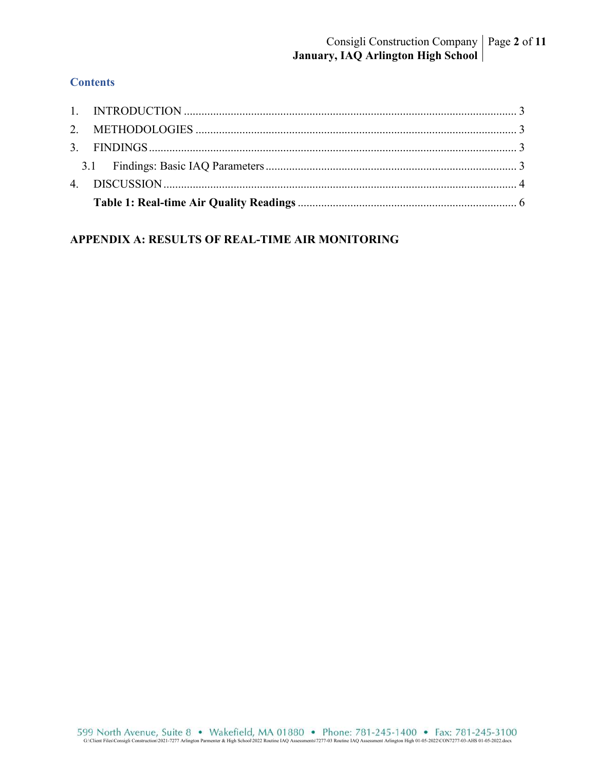## Contents

1. INTRODUCTION ........................................................................................................ 3
2. METHODOLOGIES .................................................................................................. 3
3. FINDINGS .................................................................................................................. 3
   - 3.1 Findings: Basic IAQ Parameters ........................................................................ 3
4. DISCUSSION .............................................................................................................. 4

   **Table 1: Real-time Air Quality Readings** ............................................................... 6

**APPENDIX A: RESULTS OF REAL-TIME AIR MONITORING**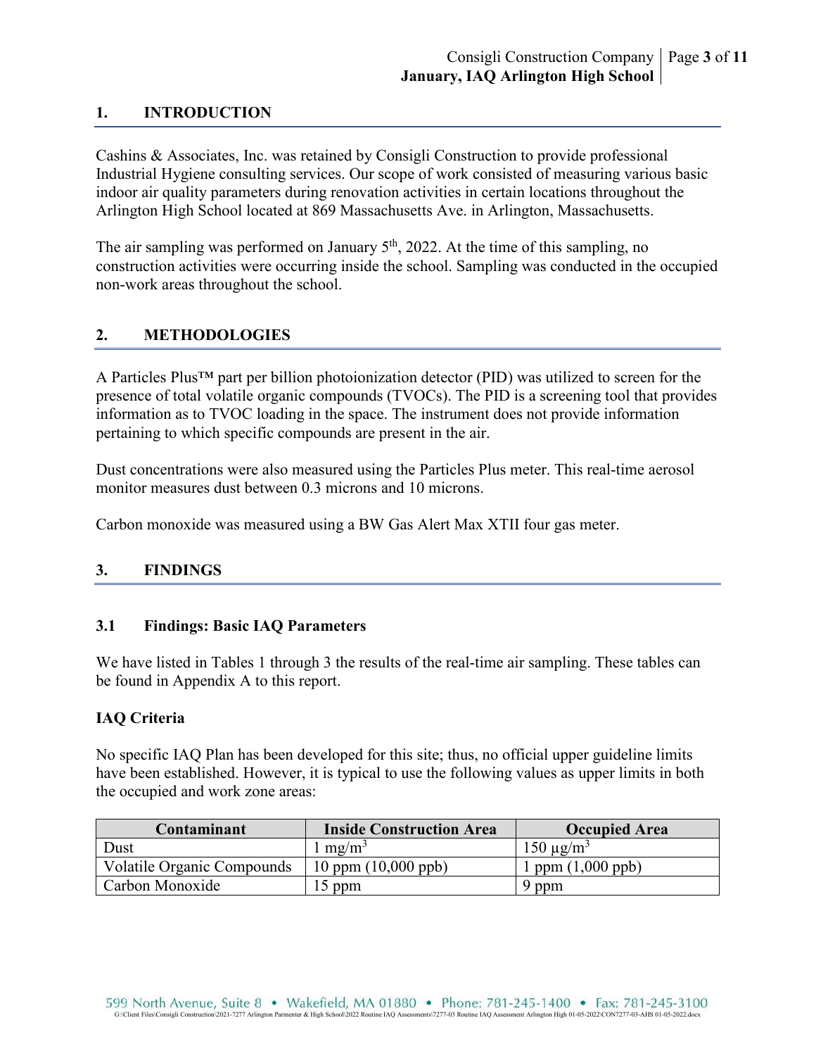## 1. INTRODUCTION

Cashins & Associates, Inc. was retained by Consigli Construction to provide professional Industrial Hygiene consulting services. Our scope of work consisted of measuring various basic indoor air quality parameters during renovation activities in certain locations throughout the Arlington High School located at 869 Massachusetts Ave. in Arlington, Massachusetts.

The air sampling was performed on January 5th, 2022. At the time of this sampling, no construction activities were occurring inside the school. Sampling was conducted in the occupied non-work areas throughout the school.

## 2. METHODOLOGIES

A Particles Plus™ part per billion photoionization detector (PID) was utilized to screen for the presence of total volatile organic compounds (TVOCs). The PID is a screening tool that provides information as to TVOC loading in the space. The instrument does not provide information pertaining to which specific compounds are present in the air.

Dust concentrations were also measured using the Particles Plus meter. This real-time aerosol monitor measures dust between 0.3 microns and 10 microns.

Carbon monoxide was measured using a BW Gas Alert Max XTII four gas meter.

## 3. FINDINGS

### 3.1 Findings: Basic IAQ Parameters

We have listed in Tables 1 through 3 the results of the real-time air sampling. These tables can be found in Appendix A to this report.

**IAQ Criteria**

No specific IAQ Plan has been developed for this site; thus, no official upper guideline limits have been established. However, it is typical to use the following values as upper limits in both the occupied and work zone areas:

| Contaminant | Inside Construction Area | Occupied Area |
|---|---|---|
| Dust | 1 $mg/m^3$ | 150 $\mu g/m^3$ |
| Volatile Organic Compounds | 10 ppm (10,000 ppb) | 1 ppm (1,000 ppb) |
| Carbon Monoxide | 15 ppm | 9 ppm |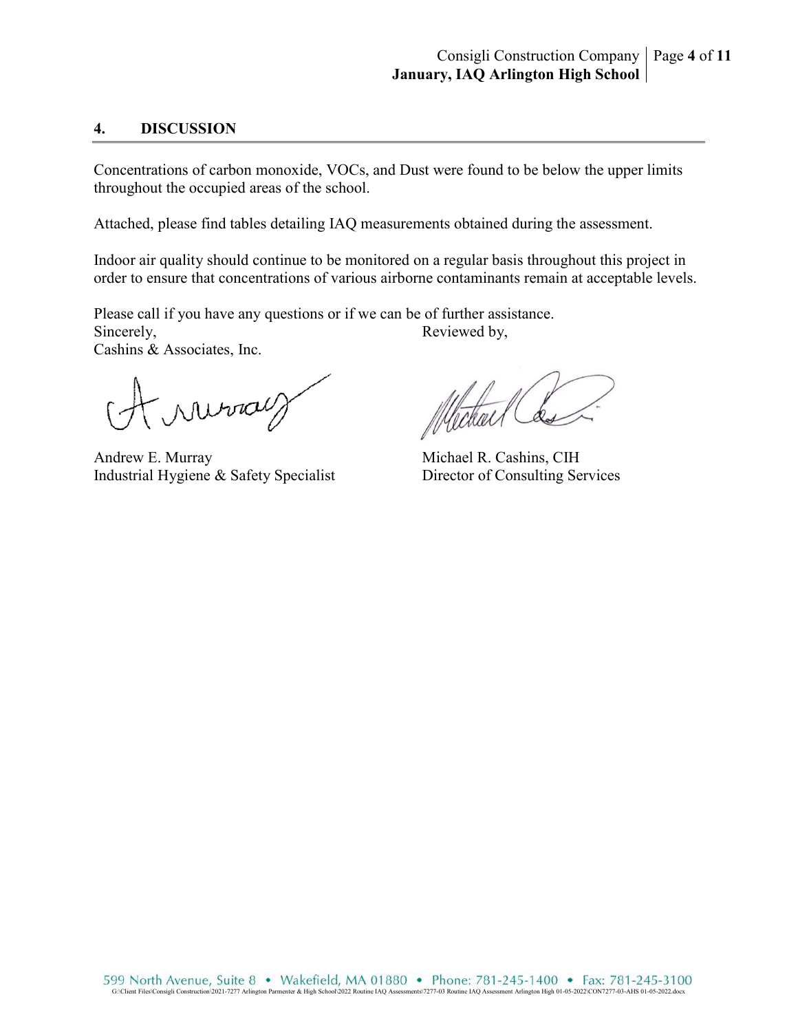## 4. DISCUSSION

Concentrations of carbon monoxide, VOCs, and Dust were found to be below the upper limits throughout the occupied areas of the school.

Attached, please find tables detailing IAQ measurements obtained during the assessment.

Indoor air quality should continue to be monitored on a regular basis throughout this project in order to ensure that concentrations of various airborne contaminants remain at acceptable levels.

Please call if you have any questions or if we can be of further assistance.

Sincerely,
Cashins & Associates, Inc.

Andrew E. Murray
Industrial Hygiene & Safety Specialist

Reviewed by,

Michael R. Cashins, CIH
Director of Consulting Services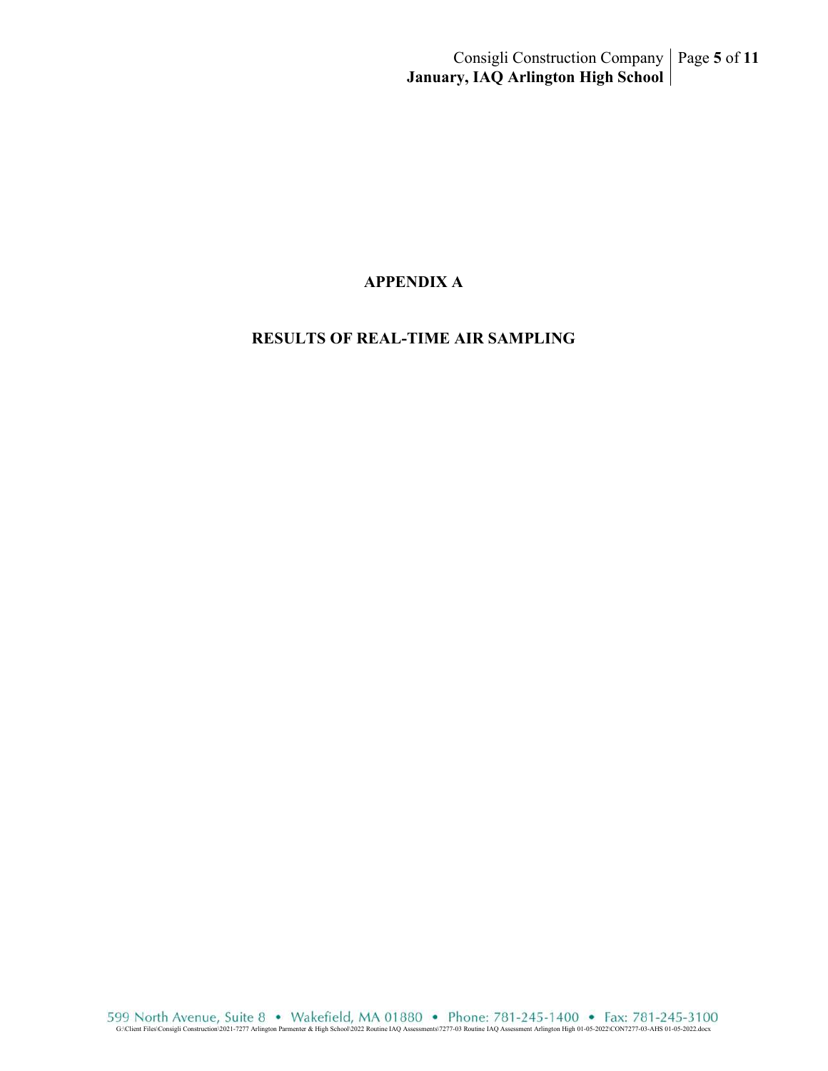# APPENDIX A

## RESULTS OF REAL-TIME AIR SAMPLING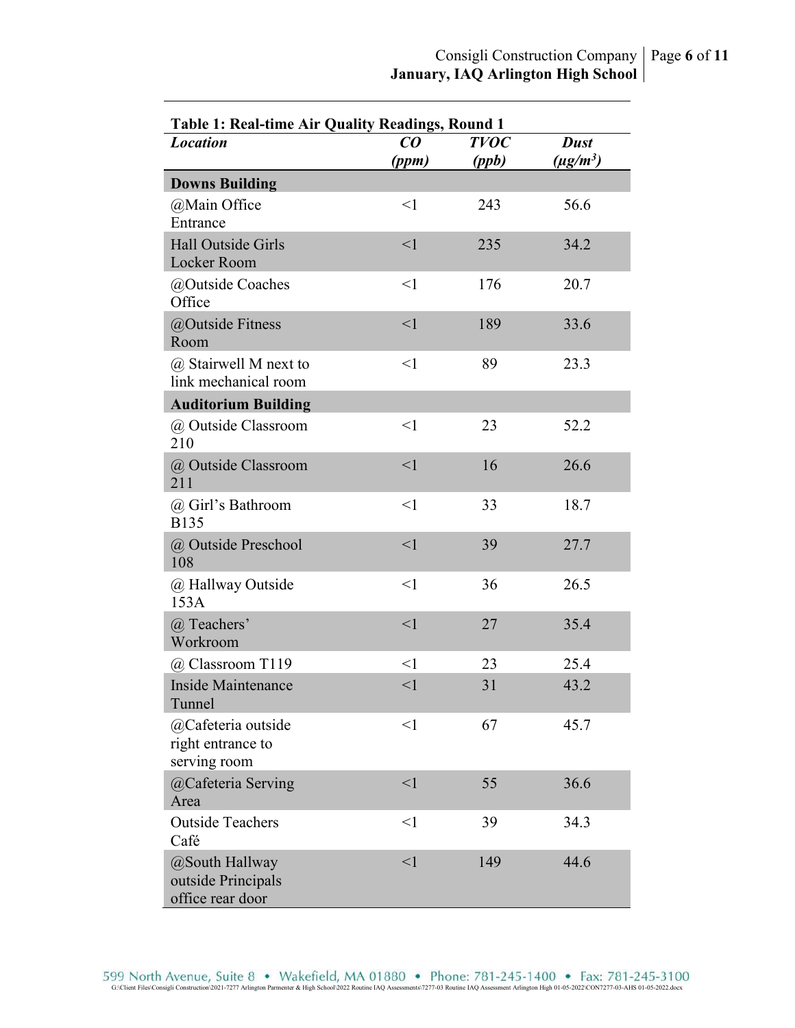**Table 1: Real-time Air Quality Readings, Round 1**

| *Location* | *CO (ppm)* | *TVOC (ppb)* | *Dust ($\mu g/m^3$)* |
|---|---|---|---|
| **Downs Building** | | | |
| @Main Office Entrance | <1 | 243 | 56.6 |
| Hall Outside Girls Locker Room | <1 | 235 | 34.2 |
| @Outside Coaches Office | <1 | 176 | 20.7 |
| @Outside Fitness Room | <1 | 189 | 33.6 |
| @ Stairwell M next to link mechanical room | <1 | 89 | 23.3 |
| **Auditorium Building** | | | |
| @ Outside Classroom 210 | <1 | 23 | 52.2 |
| @ Outside Classroom 211 | <1 | 16 | 26.6 |
| @ Girl's Bathroom B135 | <1 | 33 | 18.7 |
| @ Outside Preschool 108 | <1 | 39 | 27.7 |
| @ Hallway Outside 153A | <1 | 36 | 26.5 |
| @ Teachers' Workroom | <1 | 27 | 35.4 |
| @ Classroom T119 | <1 | 23 | 25.4 |
| Inside Maintenance Tunnel | <1 | 31 | 43.2 |
| @Cafeteria outside right entrance to serving room | <1 | 67 | 45.7 |
| @Cafeteria Serving Area | <1 | 55 | 36.6 |
| Outside Teachers Café | <1 | 39 | 34.3 |
| @South Hallway outside Principals office rear door | <1 | 149 | 44.6 |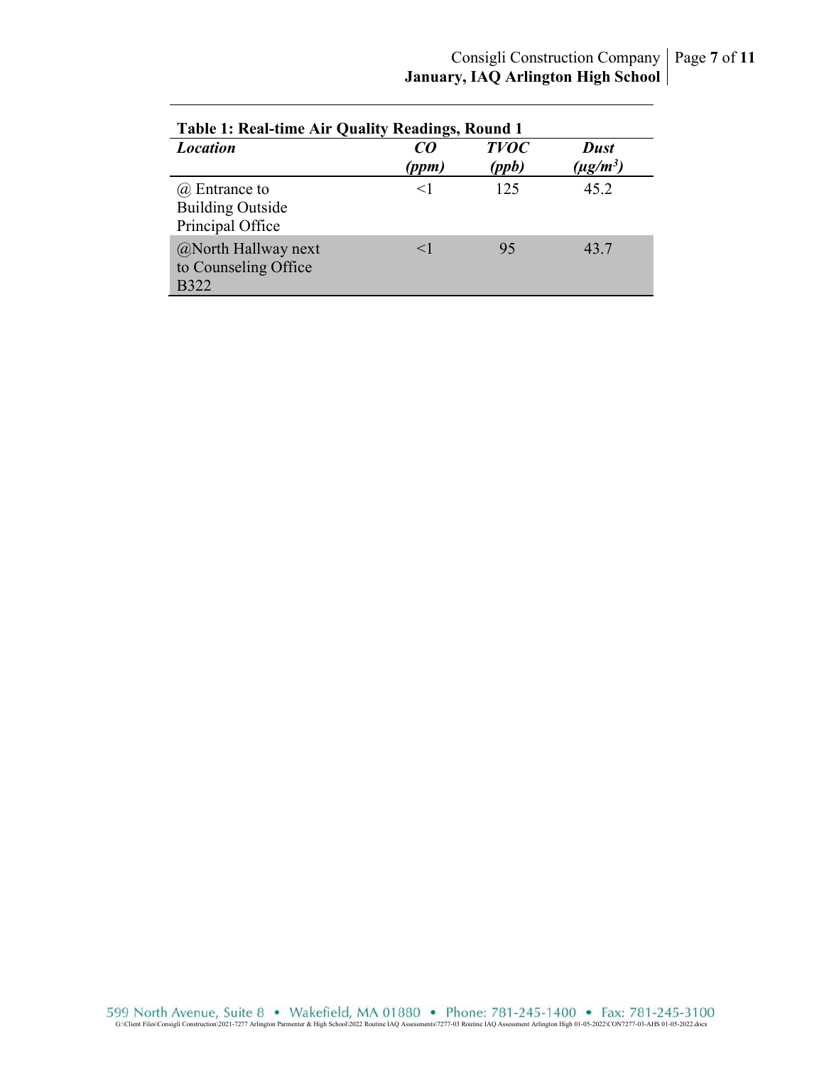**Table 1: Real-time Air Quality Readings, Round 1**

| *Location* | *CO (ppm)* | *TVOC (ppb)* | *Dust ($\mu g/m^3$)* |
|---|---|---|---|
| @ Entrance to Building Outside Principal Office | <1 | 125 | 45.2 |
| @North Hallway next to Counseling Office B322 | <1 | 95 | 43.7 |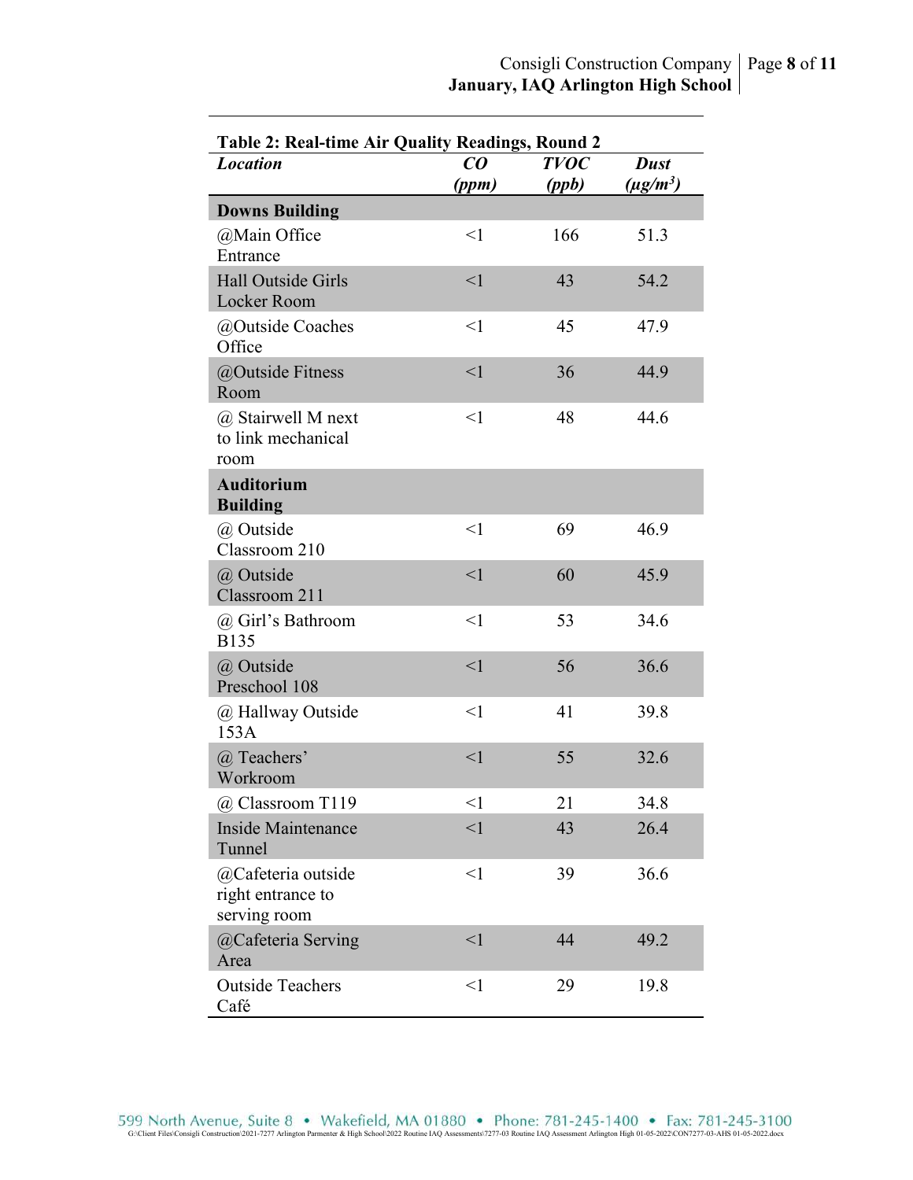**Table 2: Real-time Air Quality Readings, Round 2**

| *Location* | *CO (ppm)* | *TVOC (ppb)* | *Dust ($\mu g/m^3$)* |
|---|---|---|---|
| **Downs Building** | | | |
| @Main Office Entrance | <1 | 166 | 51.3 |
| Hall Outside Girls Locker Room | <1 | 43 | 54.2 |
| @Outside Coaches Office | <1 | 45 | 47.9 |
| @Outside Fitness Room | <1 | 36 | 44.9 |
| @ Stairwell M next to link mechanical room | <1 | 48 | 44.6 |
| **Auditorium Building** | | | |
| @ Outside Classroom 210 | <1 | 69 | 46.9 |
| @ Outside Classroom 211 | <1 | 60 | 45.9 |
| @ Girl's Bathroom B135 | <1 | 53 | 34.6 |
| @ Outside Preschool 108 | <1 | 56 | 36.6 |
| @ Hallway Outside 153A | <1 | 41 | 39.8 |
| @ Teachers' Workroom | <1 | 55 | 32.6 |
| @ Classroom T119 | <1 | 21 | 34.8 |
| Inside Maintenance Tunnel | <1 | 43 | 26.4 |
| @Cafeteria outside right entrance to serving room | <1 | 39 | 36.6 |
| @Cafeteria Serving Area | <1 | 44 | 49.2 |
| Outside Teachers Café | <1 | 29 | 19.8 |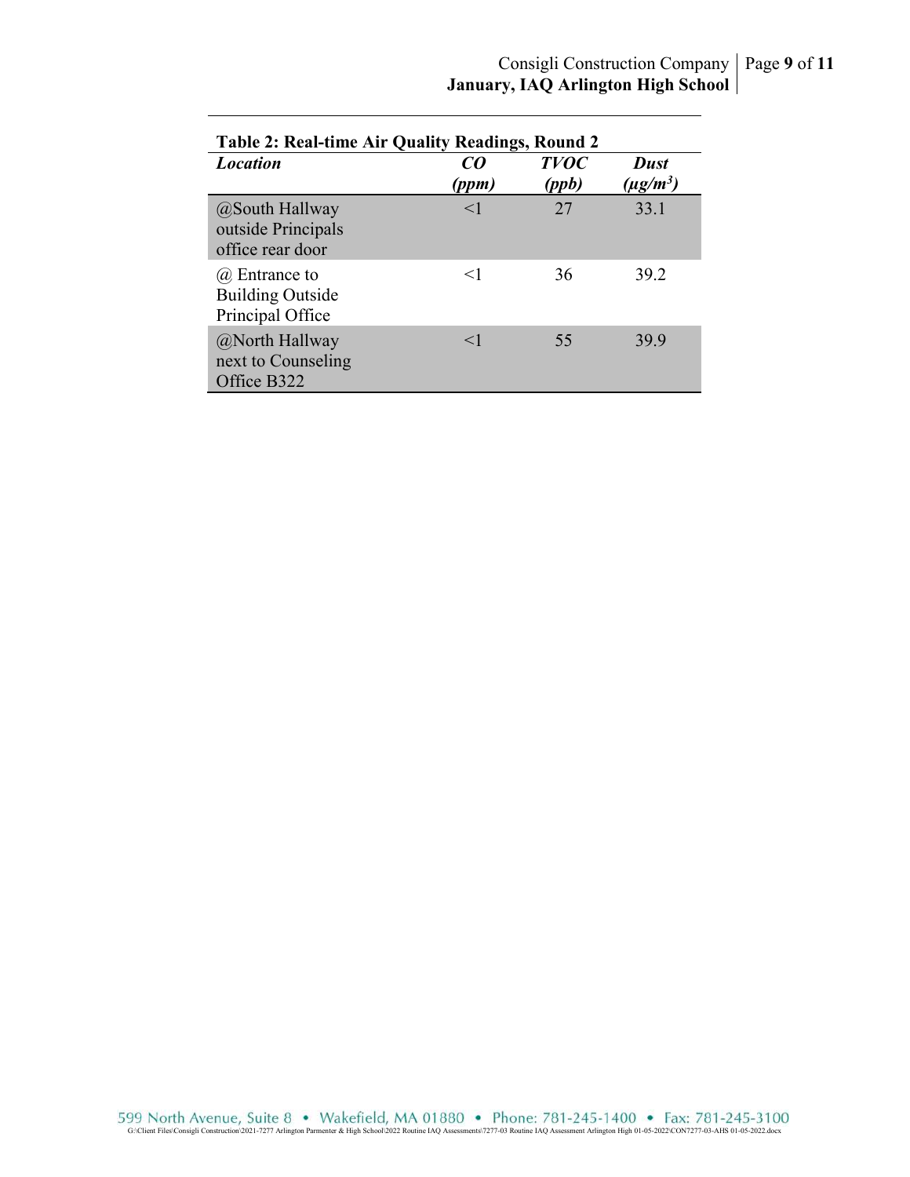**Table 2: Real-time Air Quality Readings, Round 2**

| *Location* | *CO (ppm)* | *TVOC (ppb)* | *Dust ($\mu g/m^3$)* |
|---|---|---|---|
| @South Hallway outside Principals office rear door | <1 | 27 | 33.1 |
| @ Entrance to Building Outside Principal Office | <1 | 36 | 39.2 |
| @North Hallway next to Counseling Office B322 | <1 | 55 | 39.9 |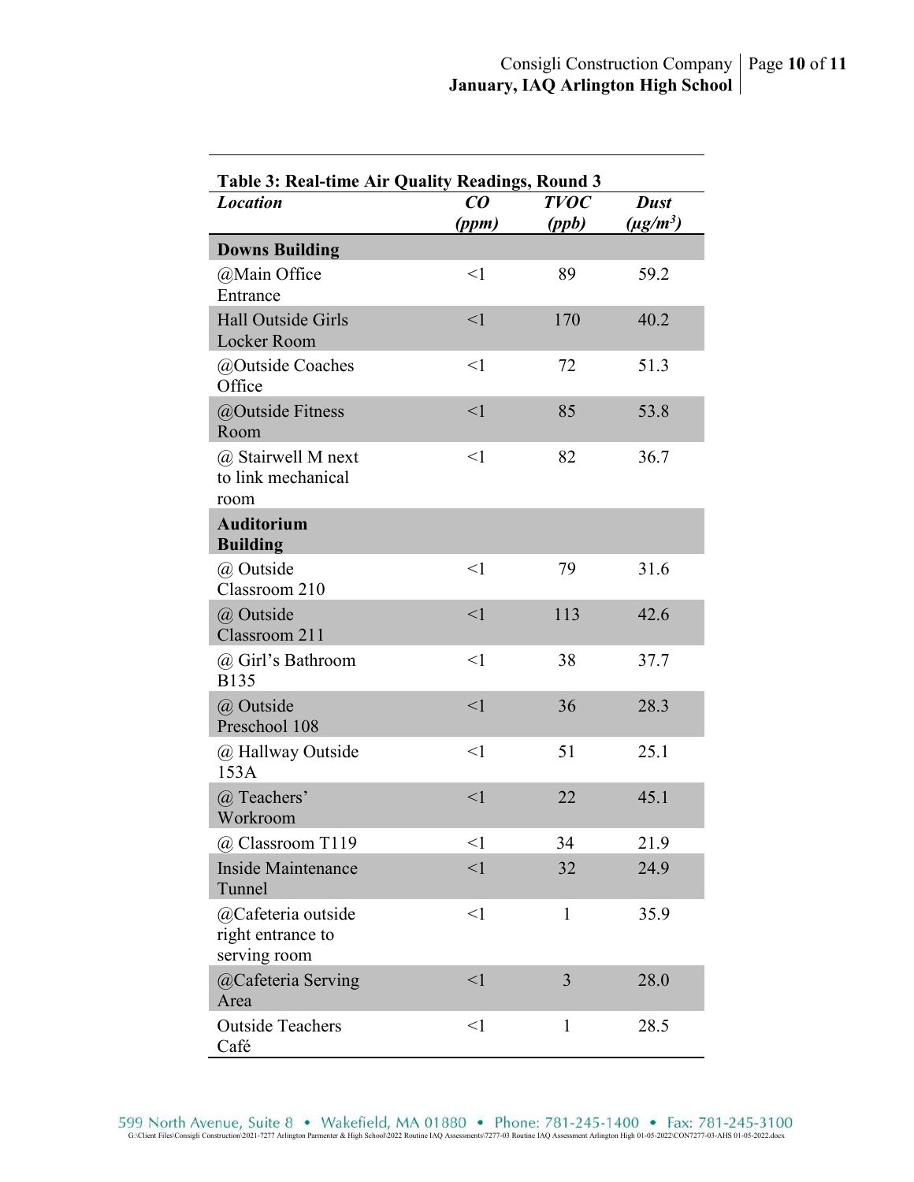**Table 3: Real-time Air Quality Readings, Round 3**

| *Location* | *CO (ppm)* | *TVOC (ppb)* | *Dust ($\mu g/m^3$)* |
|---|---|---|---|
| **Downs Building** | | | |
| @Main Office Entrance | <1 | 89 | 59.2 |
| Hall Outside Girls Locker Room | <1 | 170 | 40.2 |
| @Outside Coaches Office | <1 | 72 | 51.3 |
| @Outside Fitness Room | <1 | 85 | 53.8 |
| @ Stairwell M next to link mechanical room | <1 | 82 | 36.7 |
| **Auditorium Building** | | | |
| @ Outside Classroom 210 | <1 | 79 | 31.6 |
| @ Outside Classroom 211 | <1 | 113 | 42.6 |
| @ Girl's Bathroom B135 | <1 | 38 | 37.7 |
| @ Outside Preschool 108 | <1 | 36 | 28.3 |
| @ Hallway Outside 153A | <1 | 51 | 25.1 |
| @ Teachers' Workroom | <1 | 22 | 45.1 |
| @ Classroom T119 | <1 | 34 | 21.9 |
| Inside Maintenance Tunnel | <1 | 32 | 24.9 |
| @Cafeteria outside right entrance to serving room | <1 | 1 | 35.9 |
| @Cafeteria Serving Area | <1 | 3 | 28.0 |
| Outside Teachers Café | <1 | 1 | 28.5 |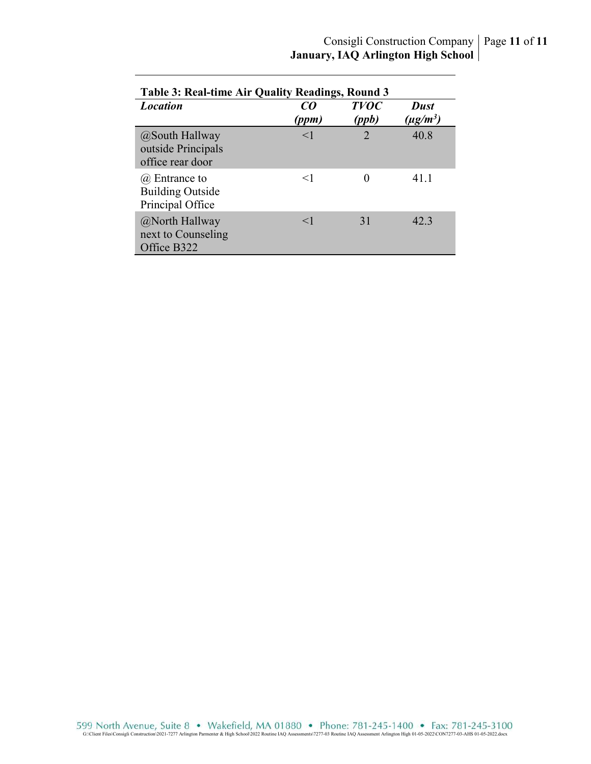**Table 3: Real-time Air Quality Readings, Round 3**

| *Location* | *CO (ppm)* | *TVOC (ppb)* | *Dust (μg/m³)* |
|---|---|---|---|
| @South Hallway outside Principals office rear door | <1 | 2 | 40.8 |
| @ Entrance to Building Outside Principal Office | <1 | 0 | 41.1 |
| @North Hallway next to Counseling Office B322 | <1 | 31 | 42.3 |